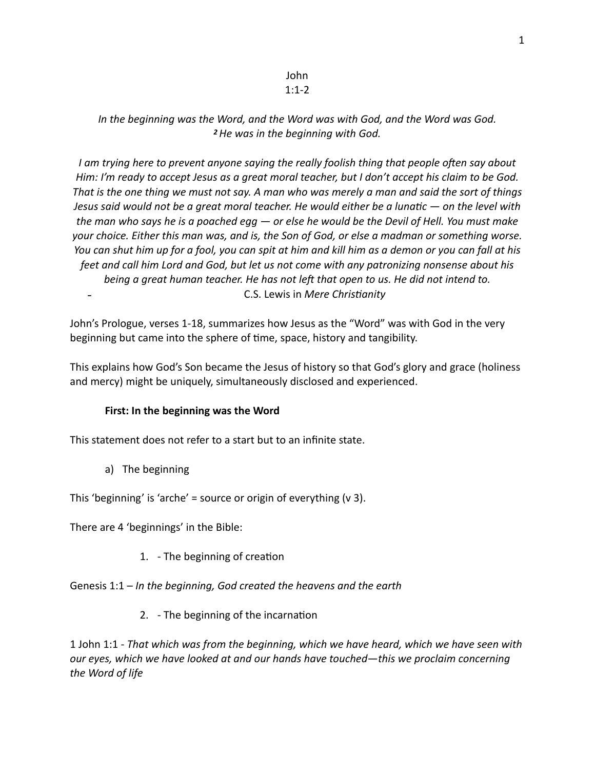# John
# 1:1-2

*In the beginning was the Word, and the Word was with God, and the Word was God.*
***2*** *He was in the beginning with God.*

*I am trying here to prevent anyone saying the really foolish thing that people often say about Him: I'm ready to accept Jesus as a great moral teacher, but I don't accept his claim to be God. That is the one thing we must not say. A man who was merely a man and said the sort of things Jesus said would not be a great moral teacher. He would either be a lunatic — on the level with the man who says he is a poached egg — or else he would be the Devil of Hell. You must make your choice. Either this man was, and is, the Son of God, or else a madman or something worse. You can shut him up for a fool, you can spit at him and kill him as a demon or you can fall at his feet and call him Lord and God, but let us not come with any patronizing nonsense about his being a great human teacher. He has not left that open to us. He did not intend to.*

- C.S. Lewis in *Mere Christianity*

John's Prologue, verses 1-18, summarizes how Jesus as the "Word" was with God in the very beginning but came into the sphere of time, space, history and tangibility.

This explains how God's Son became the Jesus of history so that God's glory and grace (holiness and mercy) might be uniquely, simultaneously disclosed and experienced.

**First: In the beginning was the Word**

This statement does not refer to a start but to an infinite state.

a) The beginning

This 'beginning' is 'arche' = source or origin of everything (v 3).

There are 4 'beginnings' in the Bible:

1. - The beginning of creation

Genesis 1:1 – *In the beginning, God created the heavens and the earth*

2. - The beginning of the incarnation

1 John 1:1 - *That which was from the beginning, which we have heard, which we have seen with our eyes, which we have looked at and our hands have touched—this we proclaim concerning the Word of life*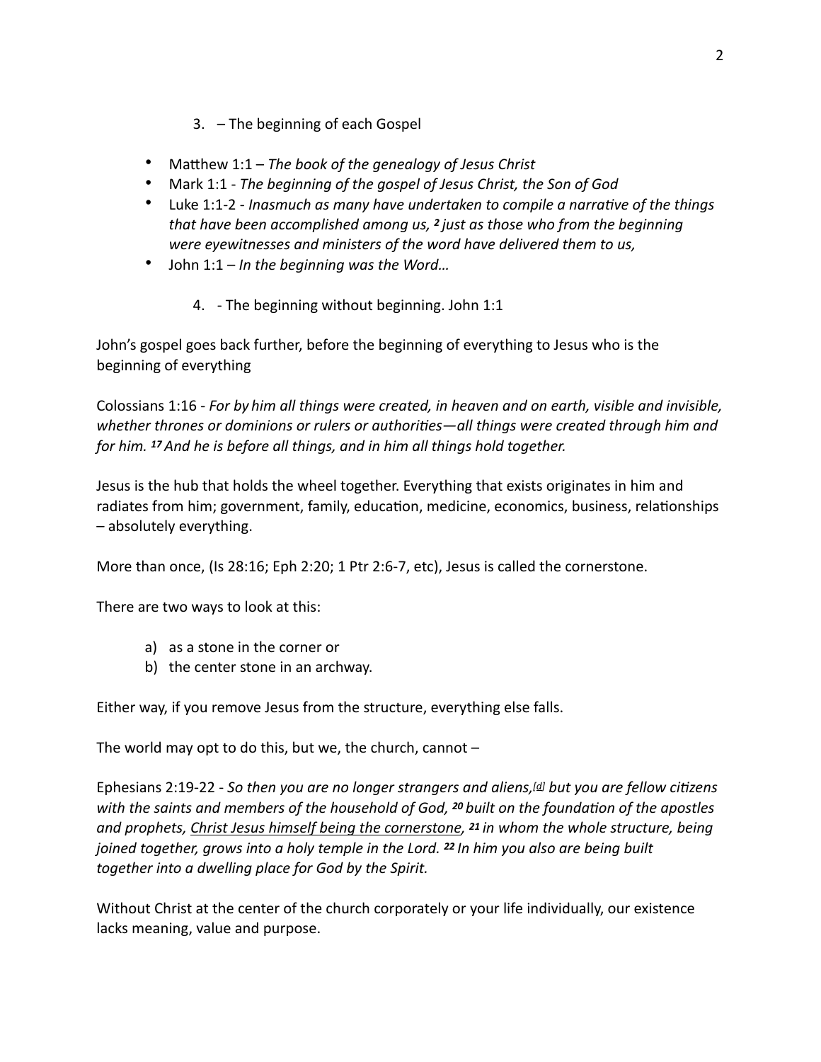3. – The beginning of each Gospel

- Matthew 1:1 – *The book of the genealogy of Jesus Christ*
- Mark 1:1 - *The beginning of the gospel of Jesus Christ, the Son of God*
- Luke 1:1-2 - *Inasmuch as many have undertaken to compile a narrative of the things that have been accomplished among us, **2** just as those who from the beginning were eyewitnesses and ministers of the word have delivered them to us,*
- John 1:1 – *In the beginning was the Word…*

4. - The beginning without beginning. John 1:1

John's gospel goes back further, before the beginning of everything to Jesus who is the beginning of everything

Colossians 1:16 - *For by him all things were created, in heaven and on earth, visible and invisible, whether thrones or dominions or rulers or authorities—all things were created through him and for him. **17** And he is before all things, and in him all things hold together.*

Jesus is the hub that holds the wheel together. Everything that exists originates in him and radiates from him; government, family, education, medicine, economics, business, relationships – absolutely everything.

More than once, (Is 28:16; Eph 2:20; 1 Ptr 2:6-7, etc), Jesus is called the cornerstone.

There are two ways to look at this:

a) as a stone in the corner or
b) the center stone in an archway.

Either way, if you remove Jesus from the structure, everything else falls.

The world may opt to do this, but we, the church, cannot –

Ephesians 2:19-22 - *So then you are no longer strangers and aliens,[d] but you are fellow citizens with the saints and members of the household of God, **20** built on the foundation of the apostles and prophets, <u>Christ Jesus himself being the cornerstone</u>, **21** in whom the whole structure, being joined together, grows into a holy temple in the Lord. **22** In him you also are being built together into a dwelling place for God by the Spirit.*

Without Christ at the center of the church corporately or your life individually, our existence lacks meaning, value and purpose.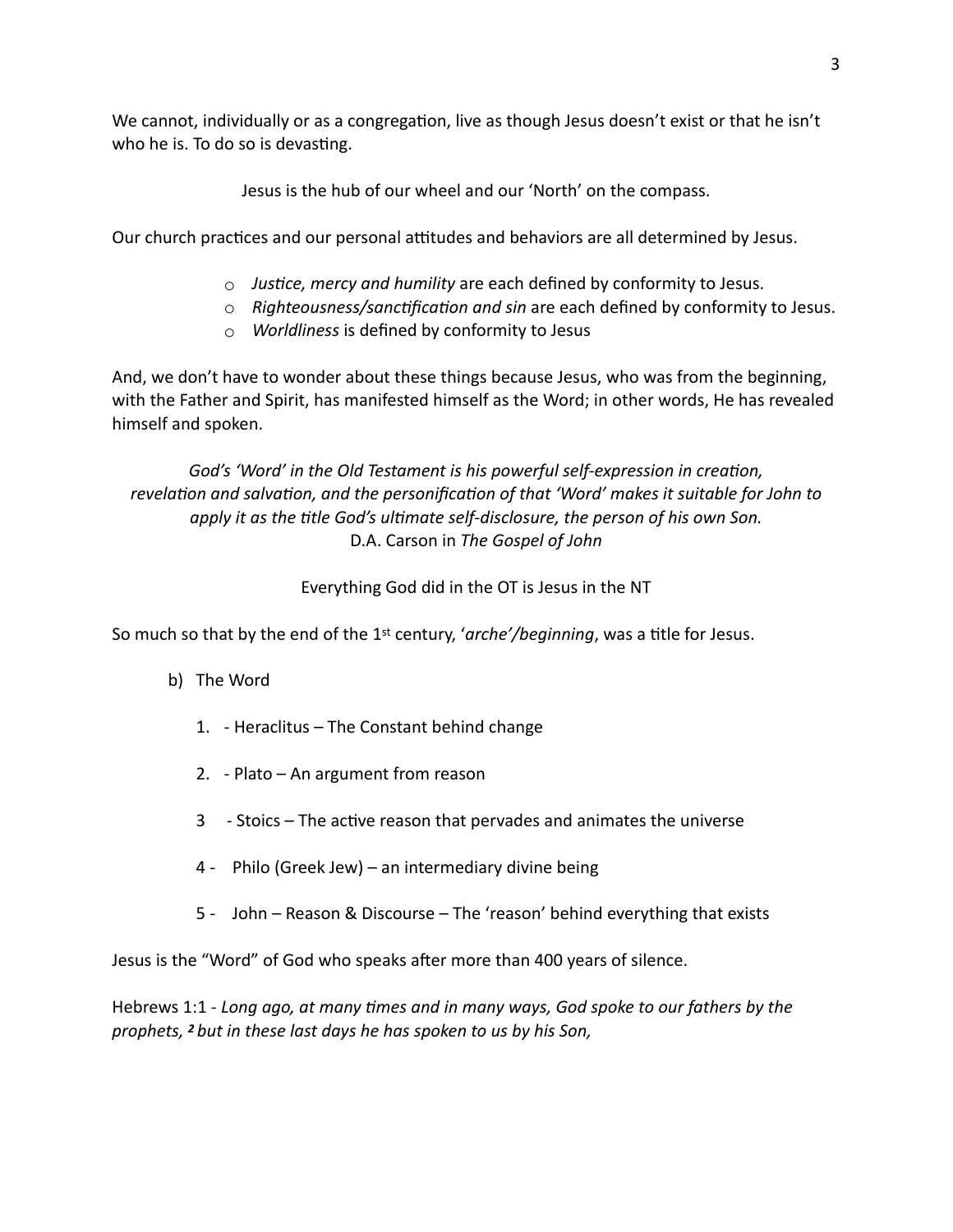We cannot, individually or as a congregation, live as though Jesus doesn't exist or that he isn't who he is. To do so is devasting.

Jesus is the hub of our wheel and our 'North' on the compass.

Our church practices and our personal attitudes and behaviors are all determined by Jesus.

- *Justice, mercy and humility* are each defined by conformity to Jesus.
- *Righteousness/sanctification and sin* are each defined by conformity to Jesus.
- *Worldliness* is defined by conformity to Jesus

And, we don't have to wonder about these things because Jesus, who was from the beginning, with the Father and Spirit, has manifested himself as the Word; in other words, He has revealed himself and spoken.

*God's 'Word' in the Old Testament is his powerful self-expression in creation, revelation and salvation, and the personification of that 'Word' makes it suitable for John to apply it as the title God's ultimate self-disclosure, the person of his own Son.*
D.A. Carson in *The Gospel of John*

Everything God did in the OT is Jesus in the NT

So much so that by the end of the 1st century, '*arche'/beginning*, was a title for Jesus.

b) The Word

1. - Heraclitus – The Constant behind change
2. - Plato – An argument from reason
3. - Stoics – The active reason that pervades and animates the universe
4. - Philo (Greek Jew) – an intermediary divine being
5. - John – Reason & Discourse – The 'reason' behind everything that exists

Jesus is the "Word" of God who speaks after more than 400 years of silence.

Hebrews 1:1 - *Long ago, at many times and in many ways, God spoke to our fathers by the prophets, [2] but in these last days he has spoken to us by his Son,*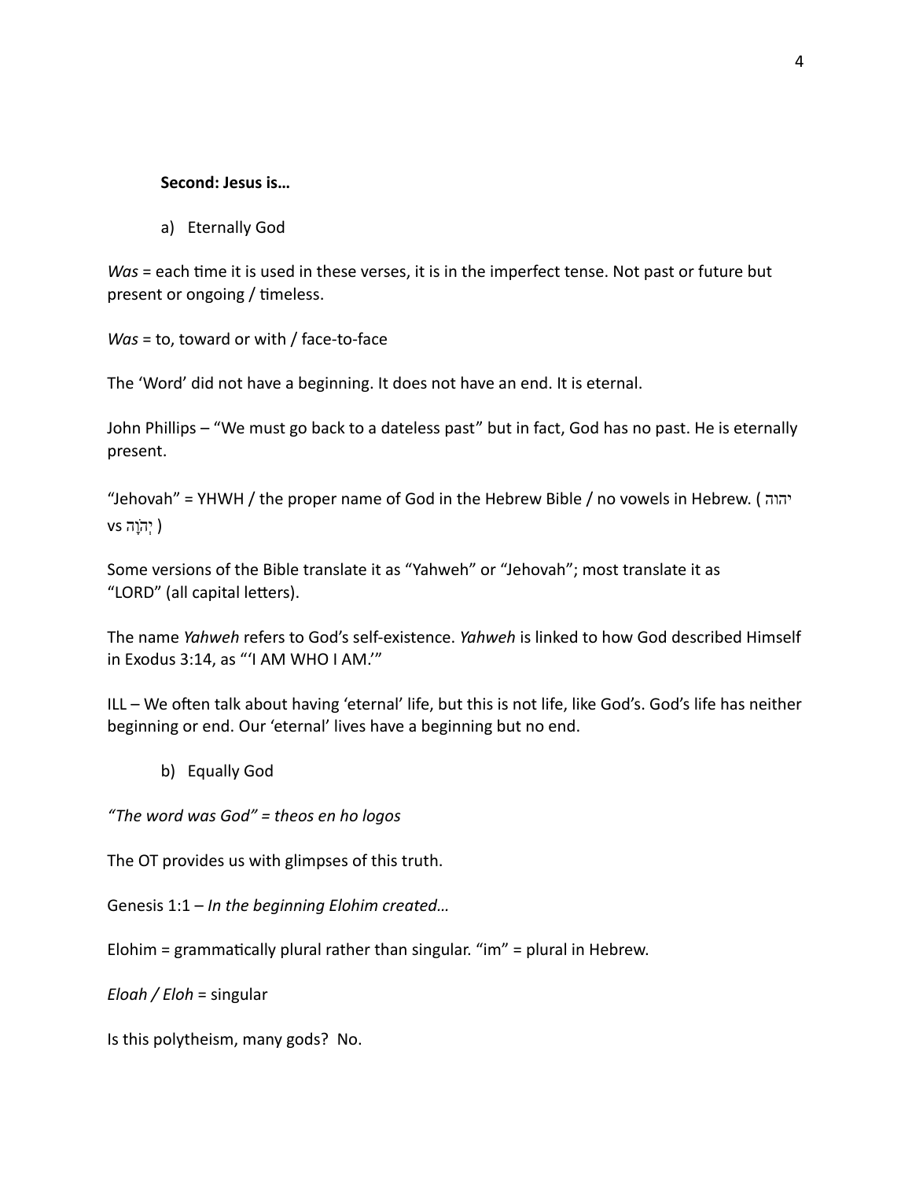**Second: Jesus is…**

a) Eternally God

*Was* = each time it is used in these verses, it is in the imperfect tense. Not past or future but present or ongoing / timeless.

*Was* = to, toward or with / face-to-face

The 'Word' did not have a beginning. It does not have an end. It is eternal.

John Phillips – "We must go back to a dateless past" but in fact, God has no past. He is eternally present.

"Jehovah" = YHWH / the proper name of God in the Hebrew Bible / no vowels in Hebrew. ( יהוה vs יְהֹוָה )

Some versions of the Bible translate it as "Yahweh" or "Jehovah"; most translate it as "LORD" (all capital letters).

The name *Yahweh* refers to God's self-existence. *Yahweh* is linked to how God described Himself in Exodus 3:14, as "'I AM WHO I AM.'"

ILL – We often talk about having 'eternal' life, but this is not life, like God's. God's life has neither beginning or end. Our 'eternal' lives have a beginning but no end.

b) Equally God

*"The word was God" = theos en ho logos*

The OT provides us with glimpses of this truth.

Genesis 1:1 – *In the beginning Elohim created…*

Elohim = grammatically plural rather than singular. "im" = plural in Hebrew.

*Eloah / Eloh* = singular

Is this polytheism, many gods? No.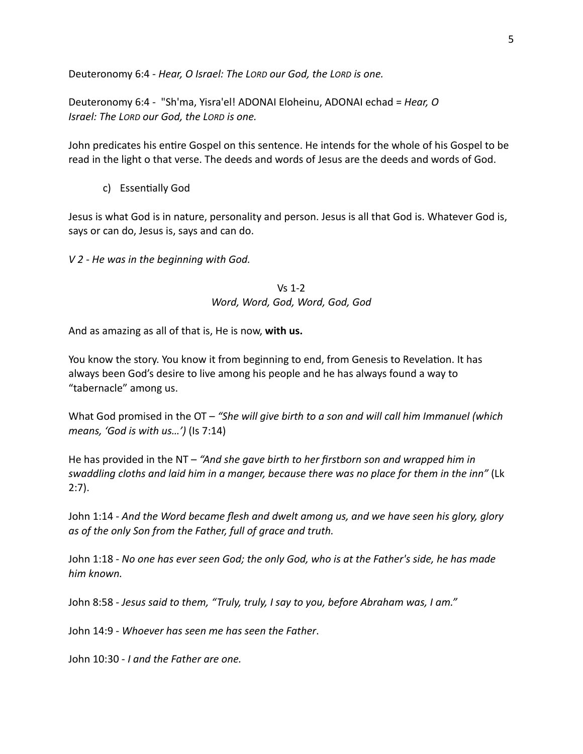Deuteronomy 6:4 - *Hear, O Israel: The LORD our God, the LORD is one.*

Deuteronomy 6:4 - "Sh'ma, Yisra'el! ADONAI Eloheinu, ADONAI echad = *Hear, O Israel: The LORD our God, the LORD is one.*

John predicates his entire Gospel on this sentence. He intends for the whole of his Gospel to be read in the light o that verse. The deeds and words of Jesus are the deeds and words of God.

c) Essentially God

Jesus is what God is in nature, personality and person. Jesus is all that God is. Whatever God is, says or can do, Jesus is, says and can do.

*V 2 - He was in the beginning with God.*

Vs 1-2
*Word, Word, God, Word, God, God*

And as amazing as all of that is, He is now, **with us.**

You know the story. You know it from beginning to end, from Genesis to Revelation. It has always been God's desire to live among his people and he has always found a way to "tabernacle" among us.

What God promised in the OT – *"She will give birth to a son and will call him Immanuel (which means, 'God is with us…')* (Is 7:14)

He has provided in the NT – *"And she gave birth to her firstborn son and wrapped him in swaddling cloths and laid him in a manger, because there was no place for them in the inn"* (Lk 2:7).

John 1:14 - *And the Word became flesh and dwelt among us, and we have seen his glory, glory as of the only Son from the Father, full of grace and truth.*

John 1:18 - *No one has ever seen God; the only God, who is at the Father's side, he has made him known.*

John 8:58 - *Jesus said to them, "Truly, truly, I say to you, before Abraham was, I am."*

John 14:9 - *Whoever has seen me has seen the Father*.

John 10:30 - *I and the Father are one.*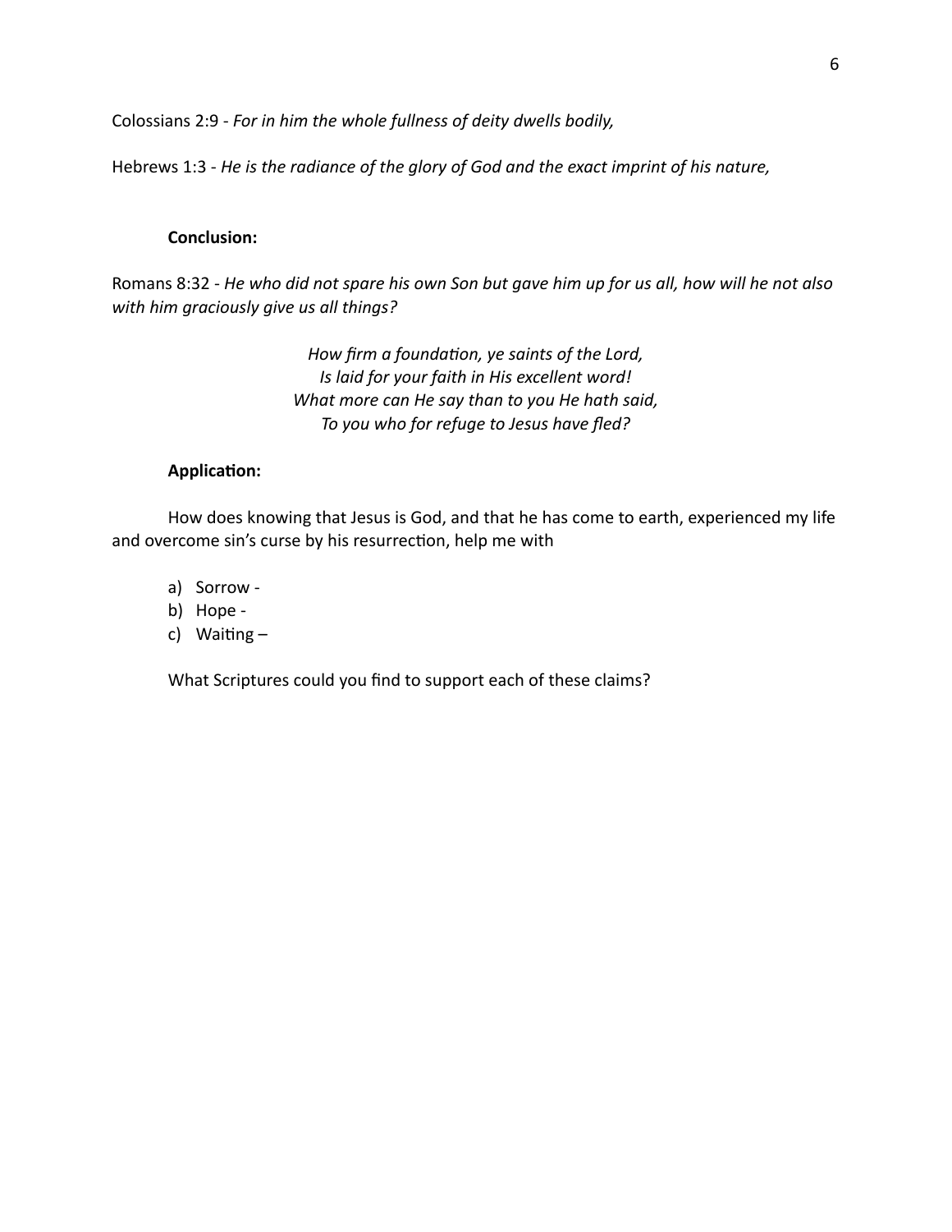Colossians 2:9 - *For in him the whole fullness of deity dwells bodily,*

Hebrews 1:3 - *He is the radiance of the glory of God and the exact imprint of his nature,*

**Conclusion:**

Romans 8:32 - *He who did not spare his own Son but gave him up for us all, how will he not also with him graciously give us all things?*

*How firm a foundation, ye saints of the Lord,*
*Is laid for your faith in His excellent word!*
*What more can He say than to you He hath said,*
*To you who for refuge to Jesus have fled?*

**Application:**

How does knowing that Jesus is God, and that he has come to earth, experienced my life and overcome sin's curse by his resurrection, help me with

a) Sorrow -
b) Hope -
c) Waiting –

What Scriptures could you find to support each of these claims?